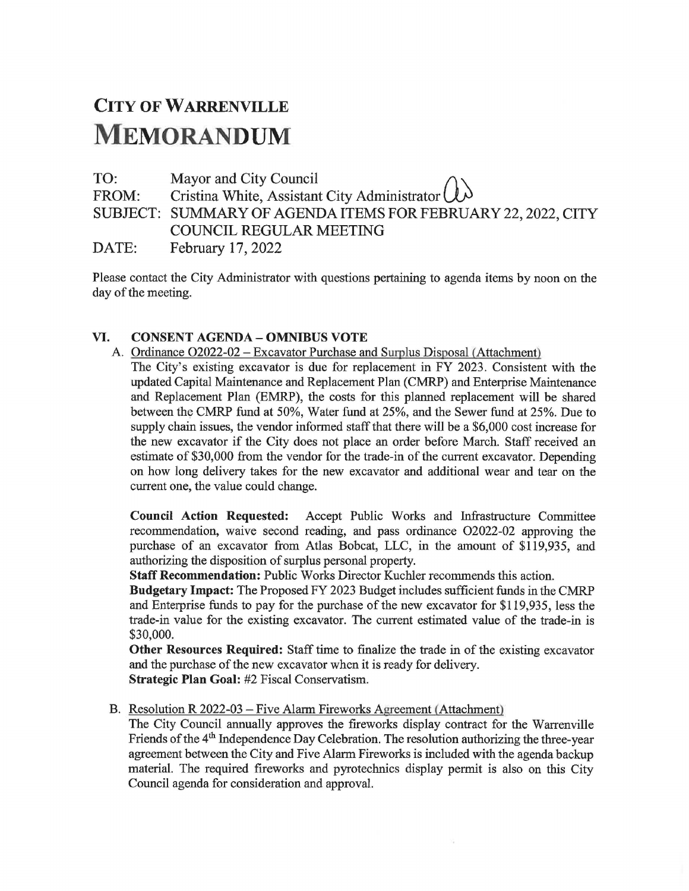# CITY OF WARRENVILLE
# MEMORANDUM

TO: Mayor and City Council
FROM: Cristina White, Assistant City Administrator
SUBJECT: SUMMARY OF AGENDA ITEMS FOR FEBRUARY 22, 2022, CITY COUNCIL REGULAR MEETING
DATE: February 17, 2022

Please contact the City Administrator with questions pertaining to agenda items by noon on the day of the meeting.

## VI. CONSENT AGENDA – OMNIBUS VOTE

A. Ordinance O2022-02 – Excavator Purchase and Surplus Disposal (Attachment)

The City's existing excavator is due for replacement in FY 2023. Consistent with the updated Capital Maintenance and Replacement Plan (CMRP) and Enterprise Maintenance and Replacement Plan (EMRP), the costs for this planned replacement will be shared between the CMRP fund at 50%, Water fund at 25%, and the Sewer fund at 25%. Due to supply chain issues, the vendor informed staff that there will be a $6,000 cost increase for the new excavator if the City does not place an order before March. Staff received an estimate of $30,000 from the vendor for the trade-in of the current excavator. Depending on how long delivery takes for the new excavator and additional wear and tear on the current one, the value could change.

**Council Action Requested:** Accept Public Works and Infrastructure Committee recommendation, waive second reading, and pass ordinance O2022-02 approving the purchase of an excavator from Atlas Bobcat, LLC, in the amount of $119,935, and authorizing the disposition of surplus personal property.

**Staff Recommendation:** Public Works Director Kuchler recommends this action.

**Budgetary Impact:** The Proposed FY 2023 Budget includes sufficient funds in the CMRP and Enterprise funds to pay for the purchase of the new excavator for $119,935, less the trade-in value for the existing excavator. The current estimated value of the trade-in is $30,000.

**Other Resources Required:** Staff time to finalize the trade in of the existing excavator and the purchase of the new excavator when it is ready for delivery.

**Strategic Plan Goal:** #2 Fiscal Conservatism.

B. Resolution R 2022-03 – Five Alarm Fireworks Agreement (Attachment)

The City Council annually approves the fireworks display contract for the Warrenville Friends of the 4th Independence Day Celebration. The resolution authorizing the three-year agreement between the City and Five Alarm Fireworks is included with the agenda backup material. The required fireworks and pyrotechnics display permit is also on this City Council agenda for consideration and approval.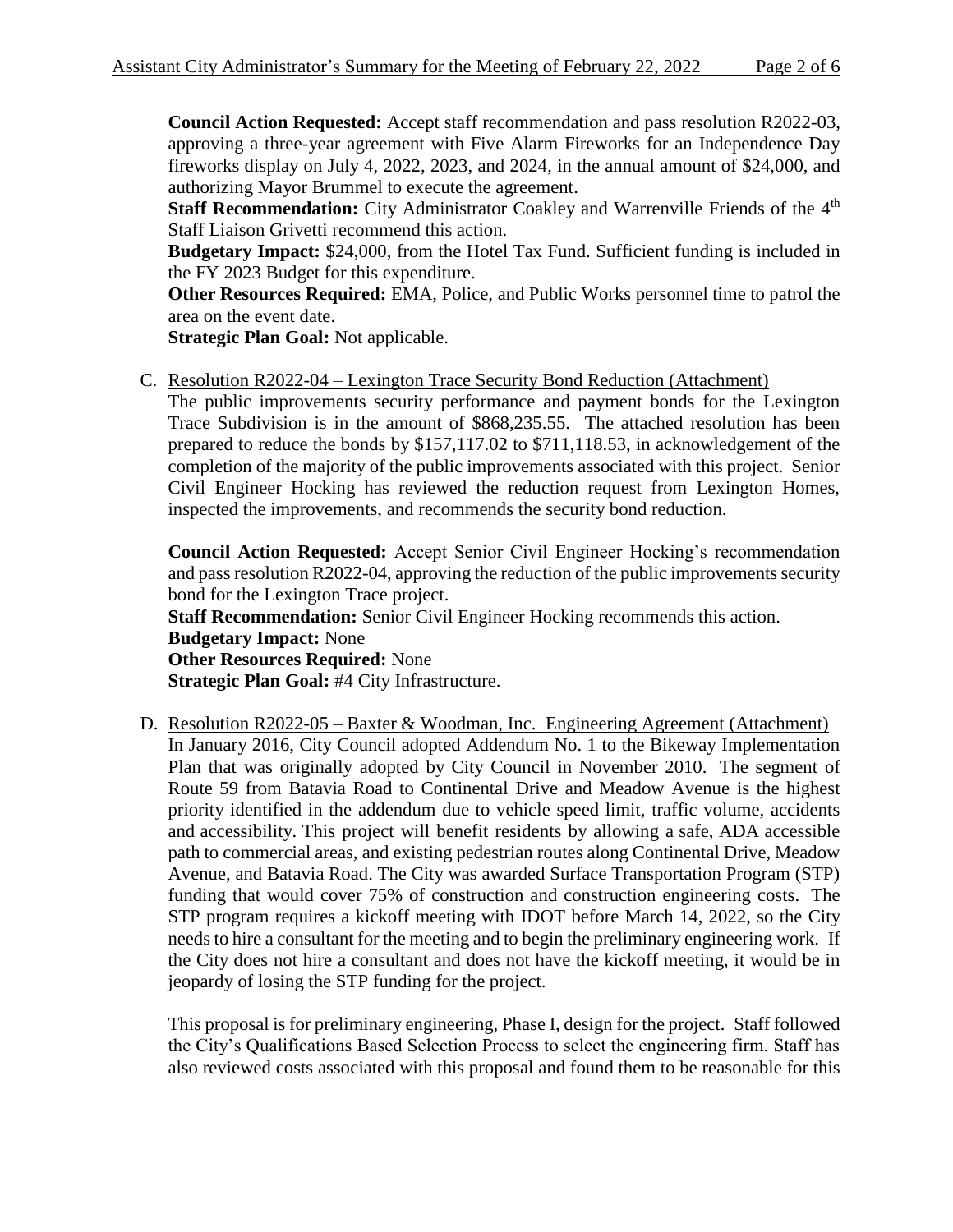**Council Action Requested:** Accept staff recommendation and pass resolution R2022-03, approving a three-year agreement with Five Alarm Fireworks for an Independence Day fireworks display on July 4, 2022, 2023, and 2024, in the annual amount of $24,000, and authorizing Mayor Brummel to execute the agreement.
**Staff Recommendation:** City Administrator Coakley and Warrenville Friends of the 4th Staff Liaison Grivetti recommend this action.
**Budgetary Impact:** $24,000, from the Hotel Tax Fund. Sufficient funding is included in the FY 2023 Budget for this expenditure.
**Other Resources Required:** EMA, Police, and Public Works personnel time to patrol the area on the event date.
**Strategic Plan Goal:** Not applicable.

C. Resolution R2022-04 – Lexington Trace Security Bond Reduction (Attachment)
The public improvements security performance and payment bonds for the Lexington Trace Subdivision is in the amount of $868,235.55. The attached resolution has been prepared to reduce the bonds by $157,117.02 to $711,118.53, in acknowledgement of the completion of the majority of the public improvements associated with this project. Senior Civil Engineer Hocking has reviewed the reduction request from Lexington Homes, inspected the improvements, and recommends the security bond reduction.

**Council Action Requested:** Accept Senior Civil Engineer Hocking's recommendation and pass resolution R2022-04, approving the reduction of the public improvements security bond for the Lexington Trace project.
**Staff Recommendation:** Senior Civil Engineer Hocking recommends this action.
**Budgetary Impact:** None
**Other Resources Required:** None
**Strategic Plan Goal:** #4 City Infrastructure.

D. Resolution R2022-05 – Baxter & Woodman, Inc. Engineering Agreement (Attachment)
In January 2016, City Council adopted Addendum No. 1 to the Bikeway Implementation Plan that was originally adopted by City Council in November 2010. The segment of Route 59 from Batavia Road to Continental Drive and Meadow Avenue is the highest priority identified in the addendum due to vehicle speed limit, traffic volume, accidents and accessibility. This project will benefit residents by allowing a safe, ADA accessible path to commercial areas, and existing pedestrian routes along Continental Drive, Meadow Avenue, and Batavia Road. The City was awarded Surface Transportation Program (STP) funding that would cover 75% of construction and construction engineering costs. The STP program requires a kickoff meeting with IDOT before March 14, 2022, so the City needs to hire a consultant for the meeting and to begin the preliminary engineering work. If the City does not hire a consultant and does not have the kickoff meeting, it would be in jeopardy of losing the STP funding for the project.

This proposal is for preliminary engineering, Phase I, design for the project. Staff followed the City's Qualifications Based Selection Process to select the engineering firm. Staff has also reviewed costs associated with this proposal and found them to be reasonable for this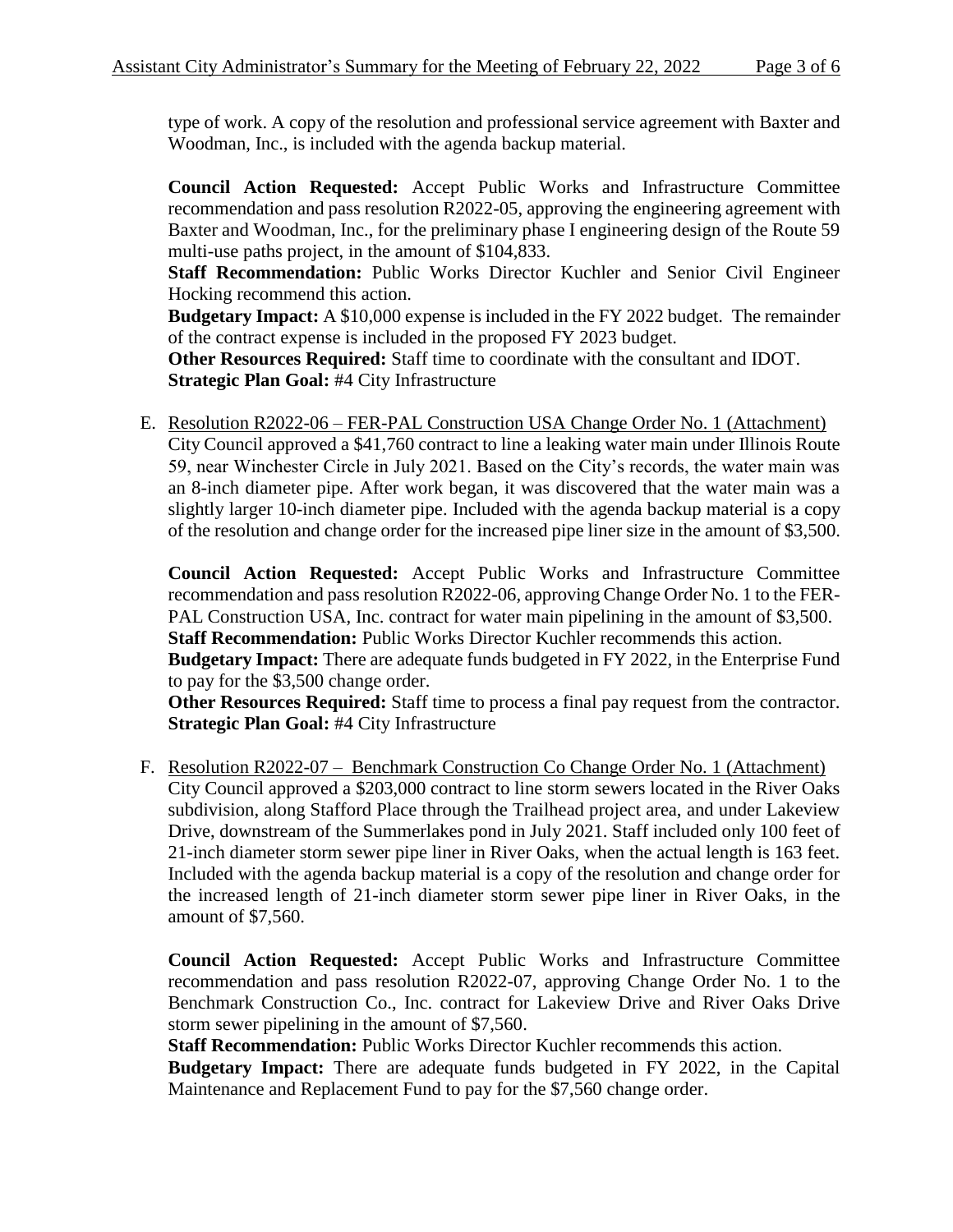type of work. A copy of the resolution and professional service agreement with Baxter and Woodman, Inc., is included with the agenda backup material.

**Council Action Requested:** Accept Public Works and Infrastructure Committee recommendation and pass resolution R2022-05, approving the engineering agreement with Baxter and Woodman, Inc., for the preliminary phase I engineering design of the Route 59 multi-use paths project, in the amount of $104,833.
**Staff Recommendation:** Public Works Director Kuchler and Senior Civil Engineer Hocking recommend this action.
**Budgetary Impact:** A $10,000 expense is included in the FY 2022 budget. The remainder of the contract expense is included in the proposed FY 2023 budget.
**Other Resources Required:** Staff time to coordinate with the consultant and IDOT.
**Strategic Plan Goal:** #4 City Infrastructure

E. Resolution R2022-06 – FER-PAL Construction USA Change Order No. 1 (Attachment)
City Council approved a $41,760 contract to line a leaking water main under Illinois Route 59, near Winchester Circle in July 2021. Based on the City's records, the water main was an 8-inch diameter pipe. After work began, it was discovered that the water main was a slightly larger 10-inch diameter pipe. Included with the agenda backup material is a copy of the resolution and change order for the increased pipe liner size in the amount of $3,500.

**Council Action Requested:** Accept Public Works and Infrastructure Committee recommendation and pass resolution R2022-06, approving Change Order No. 1 to the FER-PAL Construction USA, Inc. contract for water main pipelining in the amount of $3,500.
**Staff Recommendation:** Public Works Director Kuchler recommends this action.
**Budgetary Impact:** There are adequate funds budgeted in FY 2022, in the Enterprise Fund to pay for the $3,500 change order.
**Other Resources Required:** Staff time to process a final pay request from the contractor.
**Strategic Plan Goal:** #4 City Infrastructure

F. Resolution R2022-07 – Benchmark Construction Co Change Order No. 1 (Attachment)
City Council approved a $203,000 contract to line storm sewers located in the River Oaks subdivision, along Stafford Place through the Trailhead project area, and under Lakeview Drive, downstream of the Summerlakes pond in July 2021. Staff included only 100 feet of 21-inch diameter storm sewer pipe liner in River Oaks, when the actual length is 163 feet. Included with the agenda backup material is a copy of the resolution and change order for the increased length of 21-inch diameter storm sewer pipe liner in River Oaks, in the amount of $7,560.

**Council Action Requested:** Accept Public Works and Infrastructure Committee recommendation and pass resolution R2022-07, approving Change Order No. 1 to the Benchmark Construction Co., Inc. contract for Lakeview Drive and River Oaks Drive storm sewer pipelining in the amount of $7,560.
**Staff Recommendation:** Public Works Director Kuchler recommends this action.
**Budgetary Impact:** There are adequate funds budgeted in FY 2022, in the Capital Maintenance and Replacement Fund to pay for the $7,560 change order.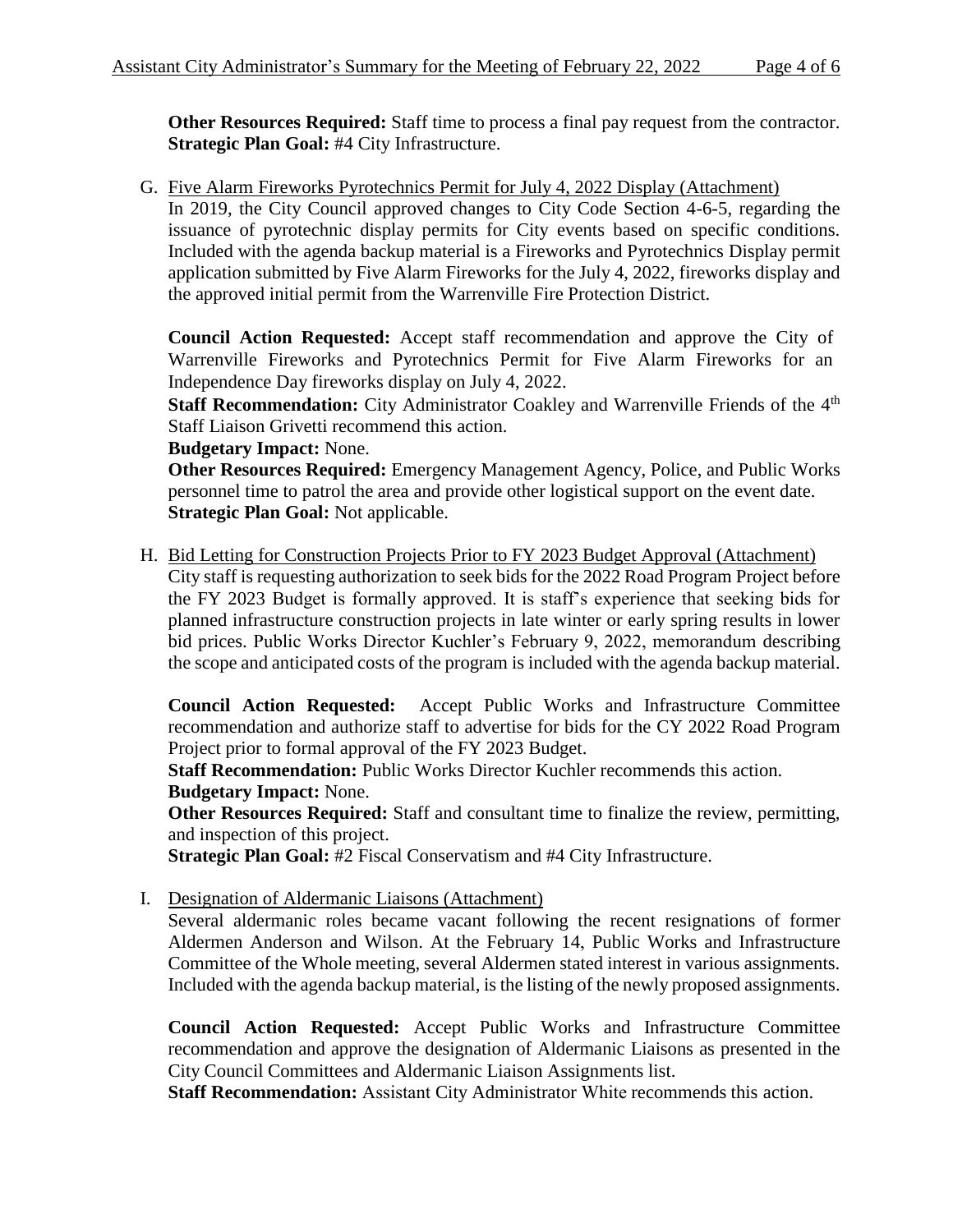**Other Resources Required:** Staff time to process a final pay request from the contractor.
**Strategic Plan Goal:** #4 City Infrastructure.

G. Five Alarm Fireworks Pyrotechnics Permit for July 4, 2022 Display (Attachment)

   In 2019, the City Council approved changes to City Code Section 4-6-5, regarding the issuance of pyrotechnic display permits for City events based on specific conditions. Included with the agenda backup material is a Fireworks and Pyrotechnics Display permit application submitted by Five Alarm Fireworks for the July 4, 2022, fireworks display and the approved initial permit from the Warrenville Fire Protection District.

   **Council Action Requested:** Accept staff recommendation and approve the City of Warrenville Fireworks and Pyrotechnics Permit for Five Alarm Fireworks for an Independence Day fireworks display on July 4, 2022.
   **Staff Recommendation:** City Administrator Coakley and Warrenville Friends of the 4th Staff Liaison Grivetti recommend this action.
   **Budgetary Impact:** None.
   **Other Resources Required:** Emergency Management Agency, Police, and Public Works personnel time to patrol the area and provide other logistical support on the event date.
   **Strategic Plan Goal:** Not applicable.

H. Bid Letting for Construction Projects Prior to FY 2023 Budget Approval (Attachment)

   City staff is requesting authorization to seek bids for the 2022 Road Program Project before the FY 2023 Budget is formally approved. It is staff's experience that seeking bids for planned infrastructure construction projects in late winter or early spring results in lower bid prices. Public Works Director Kuchler's February 9, 2022, memorandum describing the scope and anticipated costs of the program is included with the agenda backup material.

   **Council Action Requested:** Accept Public Works and Infrastructure Committee recommendation and authorize staff to advertise for bids for the CY 2022 Road Program Project prior to formal approval of the FY 2023 Budget.
   **Staff Recommendation:** Public Works Director Kuchler recommends this action.
   **Budgetary Impact:** None.
   **Other Resources Required:** Staff and consultant time to finalize the review, permitting, and inspection of this project.
   **Strategic Plan Goal:** #2 Fiscal Conservatism and #4 City Infrastructure.

I. Designation of Aldermanic Liaisons (Attachment)

   Several aldermanic roles became vacant following the recent resignations of former Aldermen Anderson and Wilson. At the February 14, Public Works and Infrastructure Committee of the Whole meeting, several Aldermen stated interest in various assignments. Included with the agenda backup material, is the listing of the newly proposed assignments.

   **Council Action Requested:** Accept Public Works and Infrastructure Committee recommendation and approve the designation of Aldermanic Liaisons as presented in the City Council Committees and Aldermanic Liaison Assignments list.
   **Staff Recommendation:** Assistant City Administrator White recommends this action.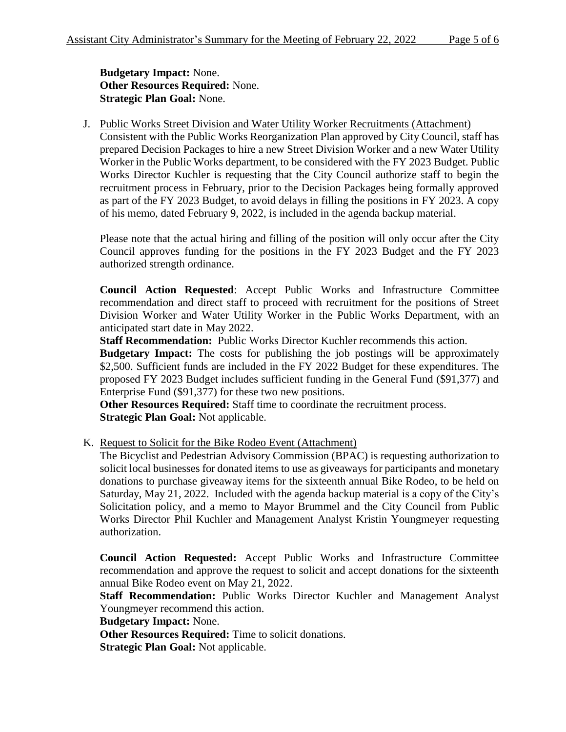**Budgetary Impact:** None.
**Other Resources Required:** None.
**Strategic Plan Goal:** None.

J. Public Works Street Division and Water Utility Worker Recruitments (Attachment)

Consistent with the Public Works Reorganization Plan approved by City Council, staff has prepared Decision Packages to hire a new Street Division Worker and a new Water Utility Worker in the Public Works department, to be considered with the FY 2023 Budget. Public Works Director Kuchler is requesting that the City Council authorize staff to begin the recruitment process in February, prior to the Decision Packages being formally approved as part of the FY 2023 Budget, to avoid delays in filling the positions in FY 2023. A copy of his memo, dated February 9, 2022, is included in the agenda backup material.

Please note that the actual hiring and filling of the position will only occur after the City Council approves funding for the positions in the FY 2023 Budget and the FY 2023 authorized strength ordinance.

**Council Action Requested**: Accept Public Works and Infrastructure Committee recommendation and direct staff to proceed with recruitment for the positions of Street Division Worker and Water Utility Worker in the Public Works Department, with an anticipated start date in May 2022.
**Staff Recommendation:** Public Works Director Kuchler recommends this action.
**Budgetary Impact:** The costs for publishing the job postings will be approximately $2,500. Sufficient funds are included in the FY 2022 Budget for these expenditures. The proposed FY 2023 Budget includes sufficient funding in the General Fund ($91,377) and Enterprise Fund ($91,377) for these two new positions.
**Other Resources Required:** Staff time to coordinate the recruitment process.
**Strategic Plan Goal:** Not applicable.

K. Request to Solicit for the Bike Rodeo Event (Attachment)

The Bicyclist and Pedestrian Advisory Commission (BPAC) is requesting authorization to solicit local businesses for donated items to use as giveaways for participants and monetary donations to purchase giveaway items for the sixteenth annual Bike Rodeo, to be held on Saturday, May 21, 2022. Included with the agenda backup material is a copy of the City's Solicitation policy, and a memo to Mayor Brummel and the City Council from Public Works Director Phil Kuchler and Management Analyst Kristin Youngmeyer requesting authorization.

**Council Action Requested:** Accept Public Works and Infrastructure Committee recommendation and approve the request to solicit and accept donations for the sixteenth annual Bike Rodeo event on May 21, 2022.
**Staff Recommendation:** Public Works Director Kuchler and Management Analyst Youngmeyer recommend this action.
**Budgetary Impact:** None.
**Other Resources Required:** Time to solicit donations.
**Strategic Plan Goal:** Not applicable.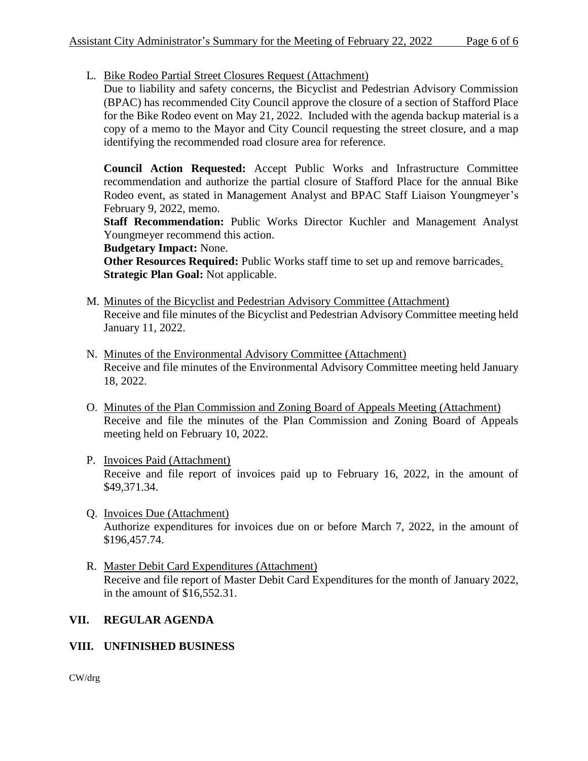L. Bike Rodeo Partial Street Closures Request (Attachment)
   Due to liability and safety concerns, the Bicyclist and Pedestrian Advisory Commission (BPAC) has recommended City Council approve the closure of a section of Stafford Place for the Bike Rodeo event on May 21, 2022. Included with the agenda backup material is a copy of a memo to the Mayor and City Council requesting the street closure, and a map identifying the recommended road closure area for reference.

   **Council Action Requested:** Accept Public Works and Infrastructure Committee recommendation and authorize the partial closure of Stafford Place for the annual Bike Rodeo event, as stated in Management Analyst and BPAC Staff Liaison Youngmeyer's February 9, 2022, memo.
   **Staff Recommendation:** Public Works Director Kuchler and Management Analyst Youngmeyer recommend this action.
   **Budgetary Impact:** None.
   **Other Resources Required:** Public Works staff time to set up and remove barricades.
   **Strategic Plan Goal:** Not applicable.

M. Minutes of the Bicyclist and Pedestrian Advisory Committee (Attachment)
   Receive and file minutes of the Bicyclist and Pedestrian Advisory Committee meeting held January 11, 2022.

N. Minutes of the Environmental Advisory Committee (Attachment)
   Receive and file minutes of the Environmental Advisory Committee meeting held January 18, 2022.

O. Minutes of the Plan Commission and Zoning Board of Appeals Meeting (Attachment)
   Receive and file the minutes of the Plan Commission and Zoning Board of Appeals meeting held on February 10, 2022.

P. Invoices Paid (Attachment)
   Receive and file report of invoices paid up to February 16, 2022, in the amount of $49,371.34.

Q. Invoices Due (Attachment)
   Authorize expenditures for invoices due on or before March 7, 2022, in the amount of $196,457.74.

R. Master Debit Card Expenditures (Attachment)
   Receive and file report of Master Debit Card Expenditures for the month of January 2022, in the amount of $16,552.31.

## VII. REGULAR AGENDA

## VIII. UNFINISHED BUSINESS

CW/drg